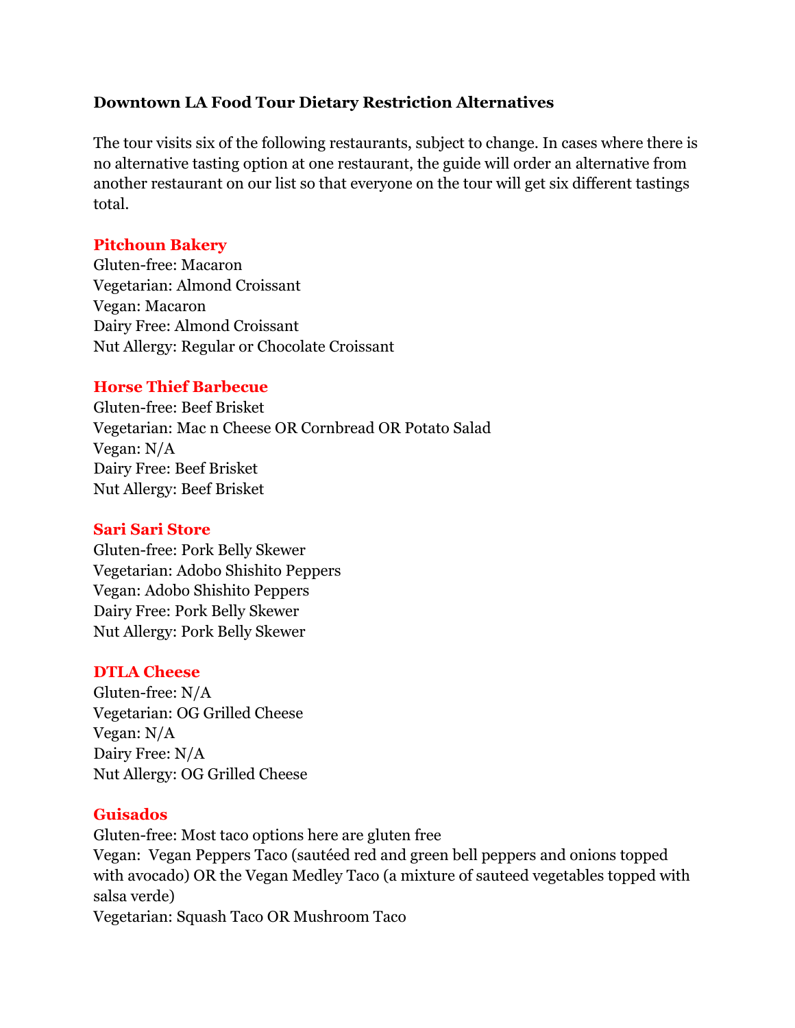**Downtown LA Food Tour Dietary Restriction Alternatives**

The tour visits six of the following restaurants, subject to change. In cases where there is no alternative tasting option at one restaurant, the guide will order an alternative from another restaurant on our list so that everyone on the tour will get six different tastings total.

**Pitchoun Bakery**
Gluten-free: Macaron
Vegetarian: Almond Croissant
Vegan: Macaron
Dairy Free: Almond Croissant
Nut Allergy: Regular or Chocolate Croissant

**Horse Thief Barbecue**
Gluten-free: Beef Brisket
Vegetarian: Mac n Cheese OR Cornbread OR Potato Salad
Vegan: N/A
Dairy Free: Beef Brisket
Nut Allergy: Beef Brisket

**Sari Sari Store**
Gluten-free: Pork Belly Skewer
Vegetarian: Adobo Shishito Peppers
Vegan: Adobo Shishito Peppers
Dairy Free: Pork Belly Skewer
Nut Allergy: Pork Belly Skewer

**DTLA Cheese**
Gluten-free: N/A
Vegetarian: OG Grilled Cheese
Vegan: N/A
Dairy Free: N/A
Nut Allergy: OG Grilled Cheese

**Guisados**
Gluten-free: Most taco options here are gluten free
Vegan: Vegan Peppers Taco (sautéed red and green bell peppers and onions topped with avocado) OR the Vegan Medley Taco (a mixture of sauteed vegetables topped with salsa verde)
Vegetarian: Squash Taco OR Mushroom Taco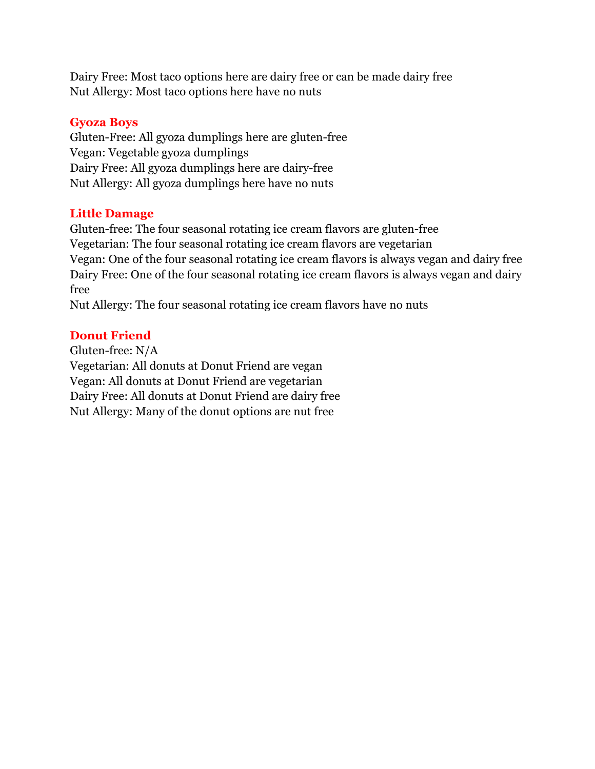Dairy Free: Most taco options here are dairy free or can be made dairy free
Nut Allergy: Most taco options here have no nuts

**Gyoza Boys**
Gluten-Free: All gyoza dumplings here are gluten-free
Vegan: Vegetable gyoza dumplings
Dairy Free: All gyoza dumplings here are dairy-free
Nut Allergy: All gyoza dumplings here have no nuts

**Little Damage**
Gluten-free: The four seasonal rotating ice cream flavors are gluten-free
Vegetarian: The four seasonal rotating ice cream flavors are vegetarian
Vegan: One of the four seasonal rotating ice cream flavors is always vegan and dairy free
Dairy Free: One of the four seasonal rotating ice cream flavors is always vegan and dairy free
Nut Allergy: The four seasonal rotating ice cream flavors have no nuts

**Donut Friend**
Gluten-free: N/A
Vegetarian: All donuts at Donut Friend are vegan
Vegan: All donuts at Donut Friend are vegetarian
Dairy Free: All donuts at Donut Friend are dairy free
Nut Allergy: Many of the donut options are nut free